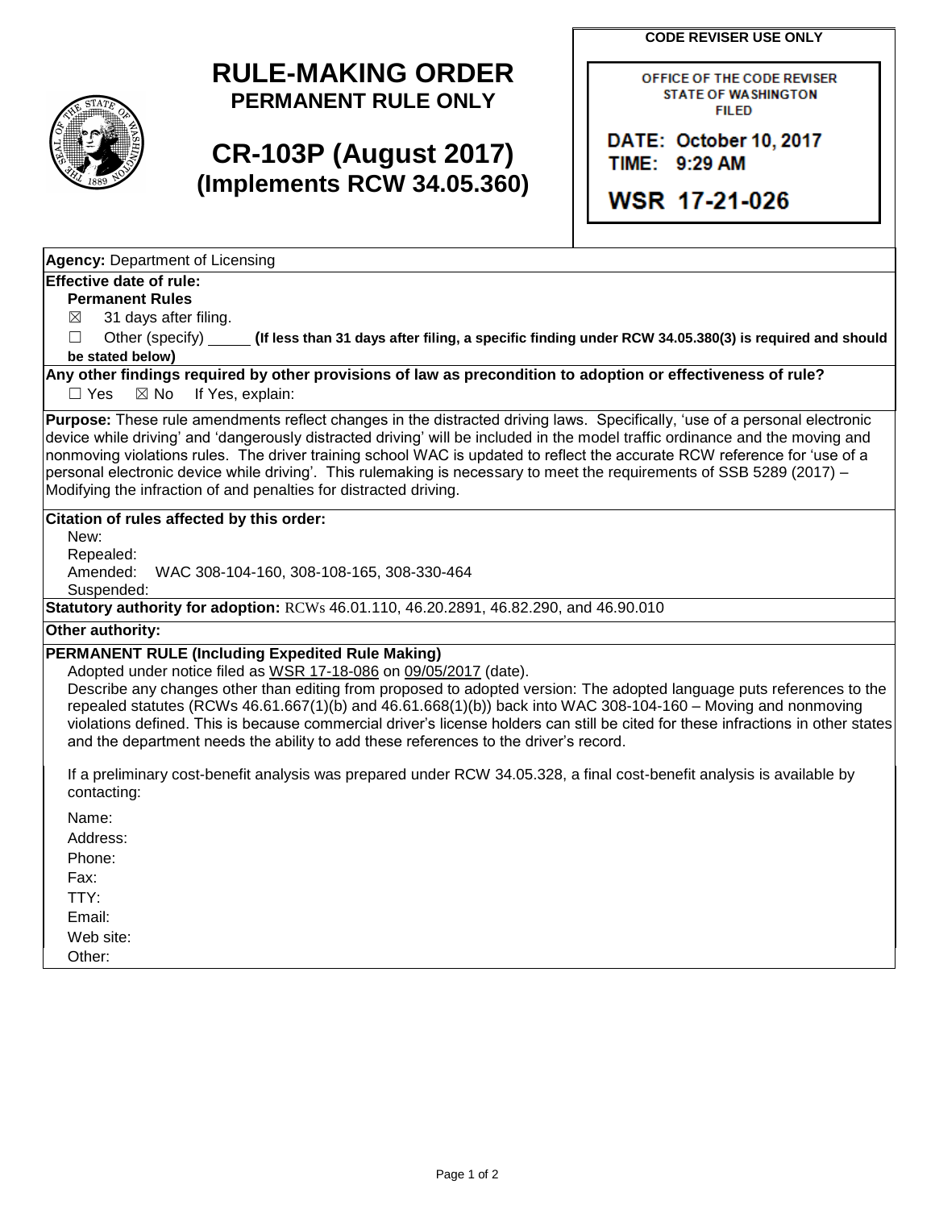# RULE-MAKING ORDER

**PERMANENT RULE ONLY**

# CR-103P (August 2017)

## (Implements RCW 34.05.360)

**CODE REVISER USE ONLY**

OFFICE OF THE CODE REVISER
STATE OF WASHINGTON
FILED

DATE: October 10, 2017
TIME: 9:29 AM

WSR 17-21-026

**Agency:** Department of Licensing

**Effective date of rule:**

**Permanent Rules**

☒ 31 days after filing.

☐ Other (specify) _____ **(If less than 31 days after filing, a specific finding under RCW 34.05.380(3) is required and should be stated below)**

**Any other findings required by other provisions of law as precondition to adoption or effectiveness of rule?**

☐ Yes ☒ No If Yes, explain:

**Purpose:** These rule amendments reflect changes in the distracted driving laws. Specifically, 'use of a personal electronic device while driving' and 'dangerously distracted driving' will be included in the model traffic ordinance and the moving and nonmoving violations rules. The driver training school WAC is updated to reflect the accurate RCW reference for 'use of a personal electronic device while driving'. This rulemaking is necessary to meet the requirements of SSB 5289 (2017) – Modifying the infraction of and penalties for distracted driving.

**Citation of rules affected by this order:**

New:

Repealed:

Amended: WAC 308-104-160, 308-108-165, 308-330-464

Suspended:

**Statutory authority for adoption:** RCWs 46.01.110, 46.20.2891, 46.82.290, and 46.90.010

**Other authority:**

**PERMANENT RULE (Including Expedited Rule Making)**

Adopted under notice filed as WSR 17-18-086 on 09/05/2017 (date).

Describe any changes other than editing from proposed to adopted version: The adopted language puts references to the repealed statutes (RCWs 46.61.667(1)(b) and 46.61.668(1)(b)) back into WAC 308-104-160 – Moving and nonmoving violations defined. This is because commercial driver's license holders can still be cited for these infractions in other states and the department needs the ability to add these references to the driver's record.

If a preliminary cost-benefit analysis was prepared under RCW 34.05.328, a final cost-benefit analysis is available by contacting:

Name:

Address:

Phone:

Fax:

TTY:

Email:

Web site:

Other: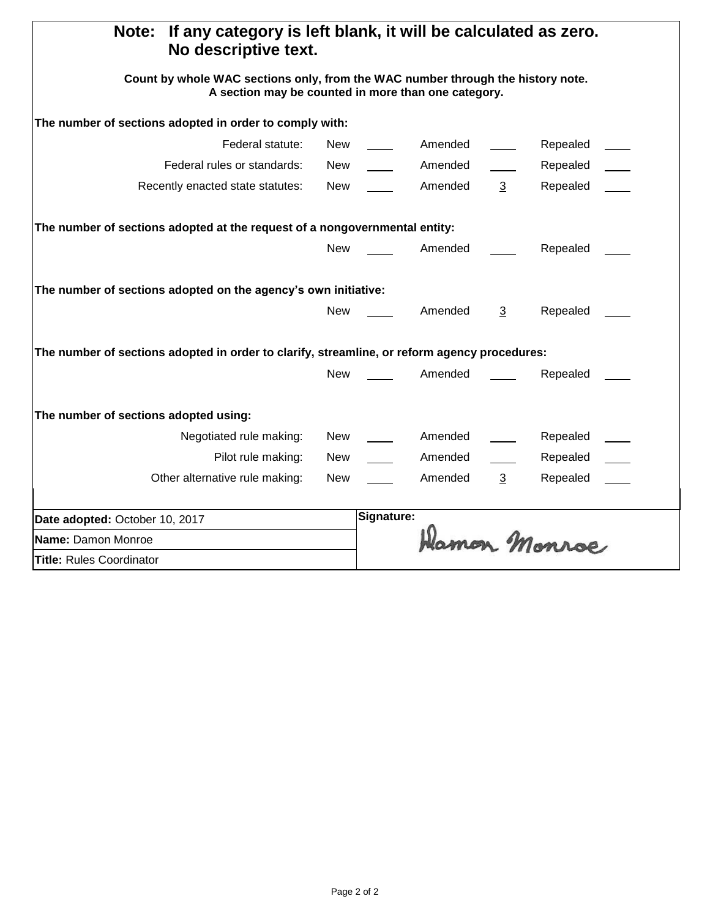**Note: If any category is left blank, it will be calculated as zero. No descriptive text.**

**Count by whole WAC sections only, from the WAC number through the history note. A section may be counted in more than one category.**

**The number of sections adopted in order to comply with:**

| | | | | | | |
|---|---|---|---|---|---|---|
| Federal statute: | New | | Amended | | Repealed | |
| Federal rules or standards: | New | | Amended | | Repealed | |
| Recently enacted state statutes: | New | | Amended | 3 | Repealed | |

**The number of sections adopted at the request of a nongovernmental entity:**

| | | | | | |
|---|---|---|---|---|---|
| New | | Amended | | Repealed | |

**The number of sections adopted on the agency's own initiative:**

| | | | | | |
|---|---|---|---|---|---|
| New | | Amended | 3 | Repealed | |

**The number of sections adopted in order to clarify, streamline, or reform agency procedures:**

| | | | | | |
|---|---|---|---|---|---|
| New | | Amended | | Repealed | |

**The number of sections adopted using:**

| | | | | | | |
|---|---|---|---|---|---|---|
| Negotiated rule making: | New | | Amended | | Repealed | |
| Pilot rule making: | New | | Amended | | Repealed | |
| Other alternative rule making: | New | | Amended | 3 | Repealed | |

| | |
|---|---|
| **Date adopted:** October 10, 2017 | **Signature:** Damon Monroe |
| **Name:** Damon Monroe | |
| **Title:** Rules Coordinator | |